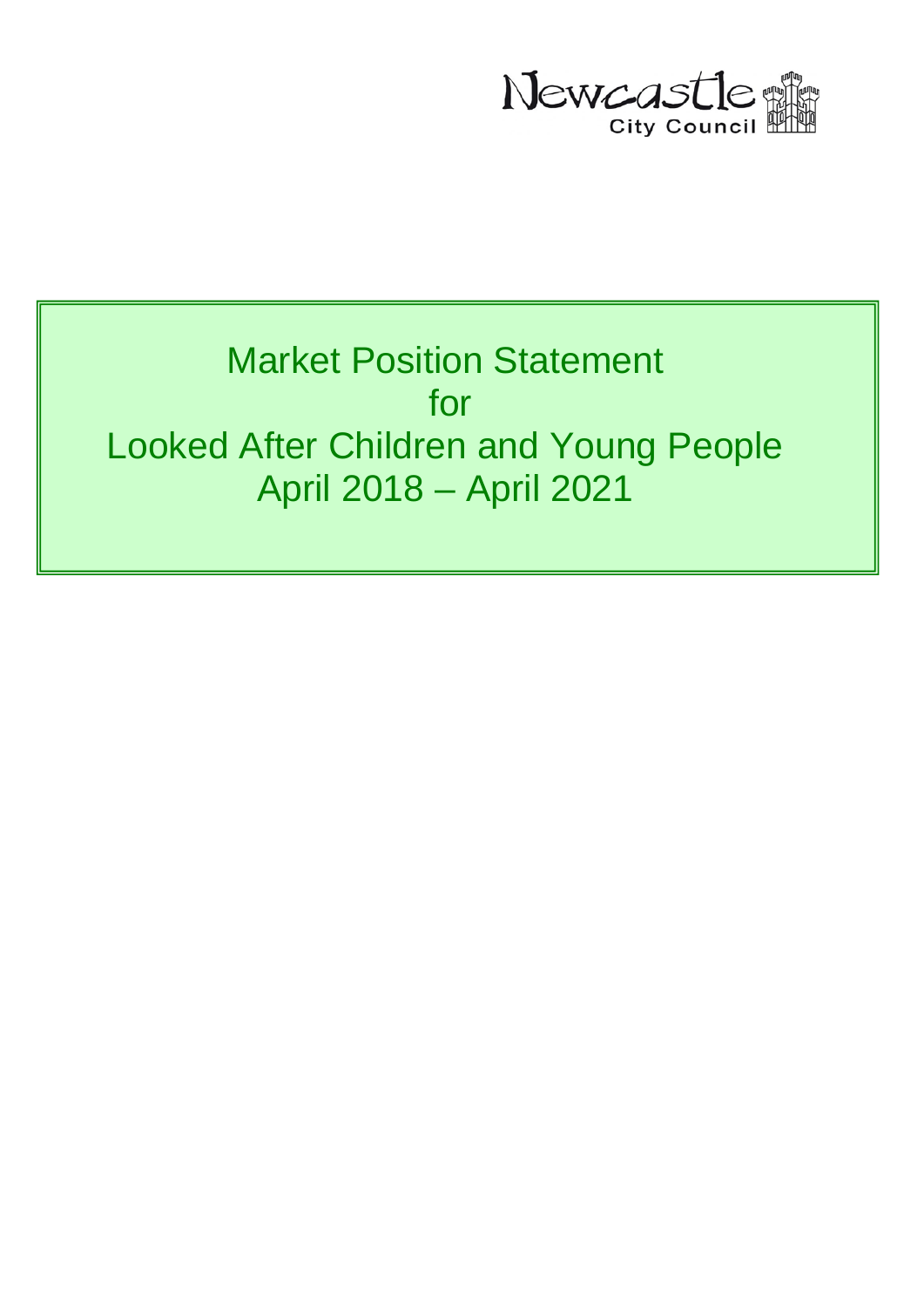Newcastle City Council

# Market Position Statement for Looked After Children and Young People April 2018 – April 2021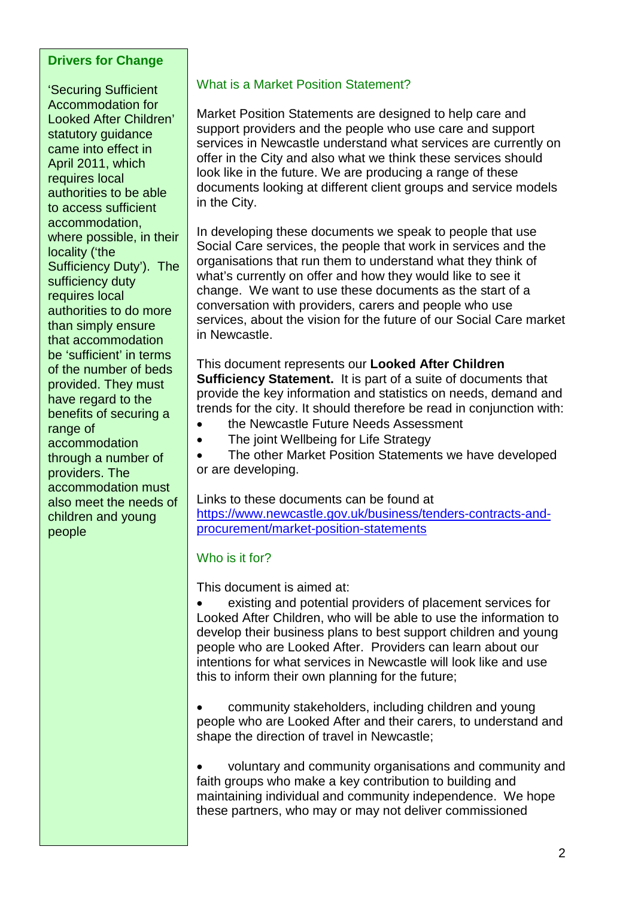## Drivers for Change

'Securing Sufficient Accommodation for Looked After Children' statutory guidance came into effect in April 2011, which requires local authorities to be able to access sufficient accommodation, where possible, in their locality ('the Sufficiency Duty'). The sufficiency duty requires local authorities to do more than simply ensure that accommodation be 'sufficient' in terms of the number of beds provided. They must have regard to the benefits of securing a range of accommodation through a number of providers. The accommodation must also meet the needs of children and young people

### What is a Market Position Statement?

Market Position Statements are designed to help care and support providers and the people who use care and support services in Newcastle understand what services are currently on offer in the City and also what we think these services should look like in the future. We are producing a range of these documents looking at different client groups and service models in the City.

In developing these documents we speak to people that use Social Care services, the people that work in services and the organisations that run them to understand what they think of what's currently on offer and how they would like to see it change. We want to use these documents as the start of a conversation with providers, carers and people who use services, about the vision for the future of our Social Care market in Newcastle.

This document represents our **Looked After Children Sufficiency Statement.** It is part of a suite of documents that provide the key information and statistics on needs, demand and trends for the city. It should therefore be read in conjunction with:

- the Newcastle Future Needs Assessment
- The joint Wellbeing for Life Strategy
- The other Market Position Statements we have developed or are developing.

Links to these documents can be found at https://www.newcastle.gov.uk/business/tenders-contracts-and-procurement/market-position-statements

### Who is it for?

This document is aimed at:

- existing and potential providers of placement services for Looked After Children, who will be able to use the information to develop their business plans to best support children and young people who are Looked After. Providers can learn about our intentions for what services in Newcastle will look like and use this to inform their own planning for the future;

- community stakeholders, including children and young people who are Looked After and their carers, to understand and shape the direction of travel in Newcastle;

- voluntary and community organisations and community and faith groups who make a key contribution to building and maintaining individual and community independence. We hope these partners, who may or may not deliver commissioned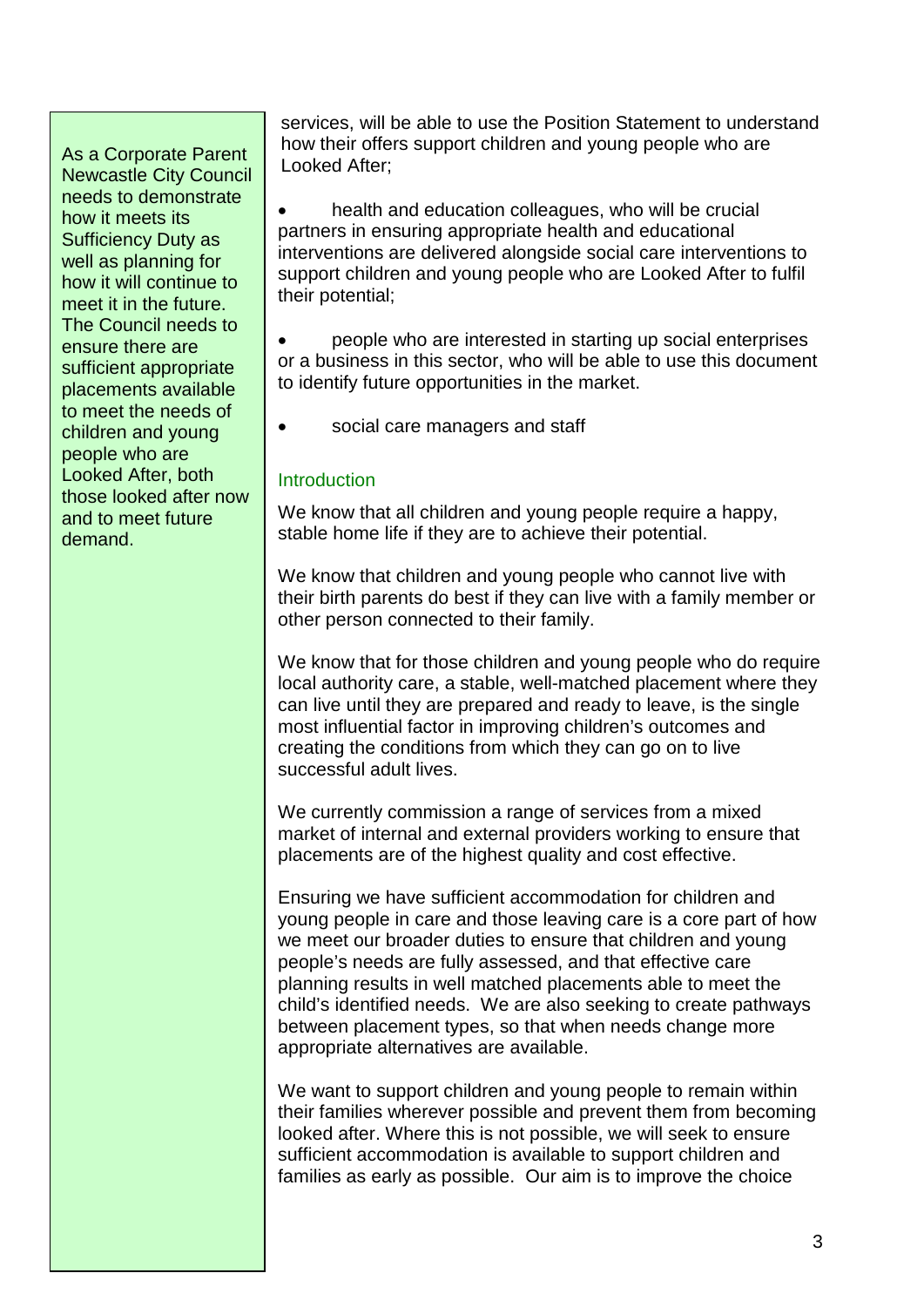As a Corporate Parent Newcastle City Council needs to demonstrate how it meets its Sufficiency Duty as well as planning for how it will continue to meet it in the future. The Council needs to ensure there are sufficient appropriate placements available to meet the needs of children and young people who are Looked After, both those looked after now and to meet future demand.

services, will be able to use the Position Statement to understand how their offers support children and young people who are Looked After;

- health and education colleagues, who will be crucial partners in ensuring appropriate health and educational interventions are delivered alongside social care interventions to support children and young people who are Looked After to fulfil their potential;
- people who are interested in starting up social enterprises or a business in this sector, who will be able to use this document to identify future opportunities in the market.
- social care managers and staff

## Introduction

We know that all children and young people require a happy, stable home life if they are to achieve their potential.

We know that children and young people who cannot live with their birth parents do best if they can live with a family member or other person connected to their family.

We know that for those children and young people who do require local authority care, a stable, well-matched placement where they can live until they are prepared and ready to leave, is the single most influential factor in improving children's outcomes and creating the conditions from which they can go on to live successful adult lives.

We currently commission a range of services from a mixed market of internal and external providers working to ensure that placements are of the highest quality and cost effective.

Ensuring we have sufficient accommodation for children and young people in care and those leaving care is a core part of how we meet our broader duties to ensure that children and young people's needs are fully assessed, and that effective care planning results in well matched placements able to meet the child's identified needs. We are also seeking to create pathways between placement types, so that when needs change more appropriate alternatives are available.

We want to support children and young people to remain within their families wherever possible and prevent them from becoming looked after. Where this is not possible, we will seek to ensure sufficient accommodation is available to support children and families as early as possible. Our aim is to improve the choice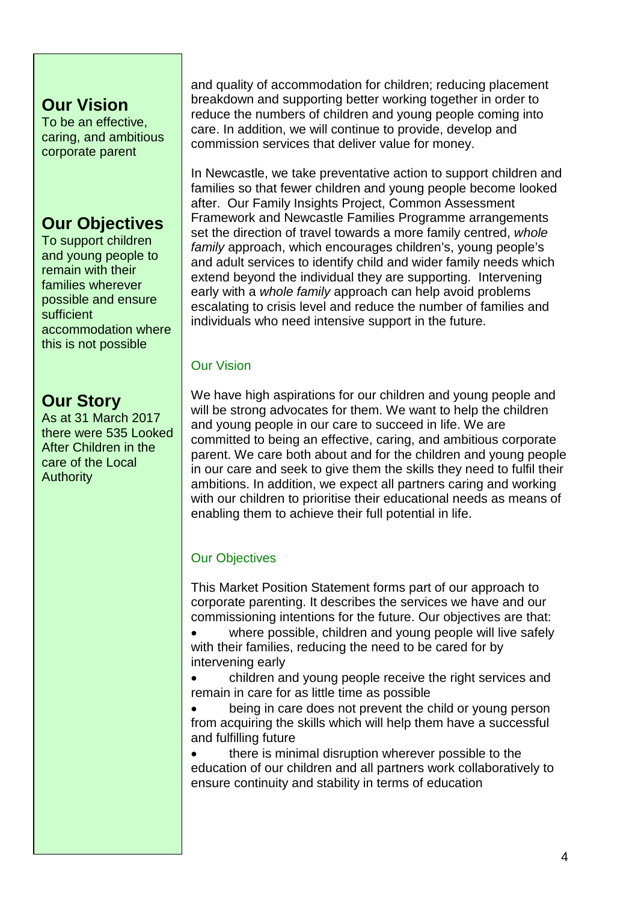## Our Vision

To be an effective, caring, and ambitious corporate parent

## Our Objectives

To support children and young people to remain with their families wherever possible and ensure sufficient accommodation where this is not possible

## Our Story

As at 31 March 2017 there were 535 Looked After Children in the care of the Local Authority

and quality of accommodation for children; reducing placement breakdown and supporting better working together in order to reduce the numbers of children and young people coming into care. In addition, we will continue to provide, develop and commission services that deliver value for money.

In Newcastle, we take preventative action to support children and families so that fewer children and young people become looked after. Our Family Insights Project, Common Assessment Framework and Newcastle Families Programme arrangements set the direction of travel towards a more family centred, *whole family* approach, which encourages children's, young people's and adult services to identify child and wider family needs which extend beyond the individual they are supporting. Intervening early with a *whole family* approach can help avoid problems escalating to crisis level and reduce the number of families and individuals who need intensive support in the future.

### Our Vision

We have high aspirations for our children and young people and will be strong advocates for them. We want to help the children and young people in our care to succeed in life. We are committed to being an effective, caring, and ambitious corporate parent. We care both about and for the children and young people in our care and seek to give them the skills they need to fulfil their ambitions. In addition, we expect all partners caring and working with our children to prioritise their educational needs as means of enabling them to achieve their full potential in life.

### Our Objectives

This Market Position Statement forms part of our approach to corporate parenting. It describes the services we have and our commissioning intentions for the future. Our objectives are that:

- where possible, children and young people will live safely with their families, reducing the need to be cared for by intervening early
- children and young people receive the right services and remain in care for as little time as possible
- being in care does not prevent the child or young person from acquiring the skills which will help them have a successful and fulfilling future
- there is minimal disruption wherever possible to the education of our children and all partners work collaboratively to ensure continuity and stability in terms of education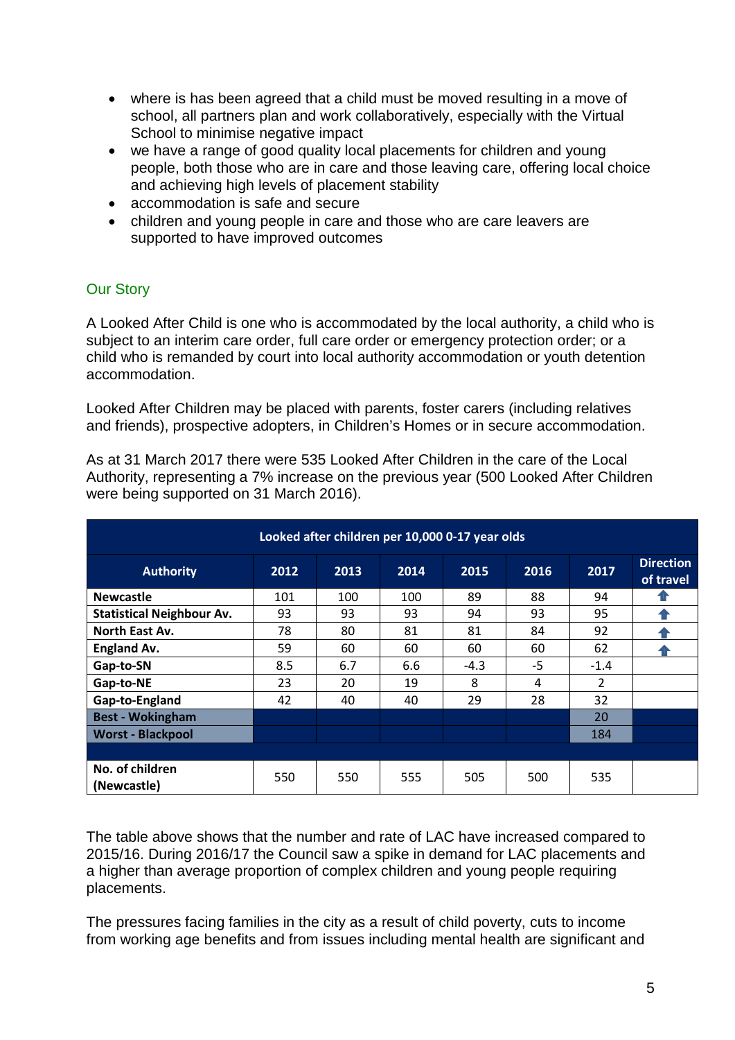- where is has been agreed that a child must be moved resulting in a move of school, all partners plan and work collaboratively, especially with the Virtual School to minimise negative impact
- we have a range of good quality local placements for children and young people, both those who are in care and those leaving care, offering local choice and achieving high levels of placement stability
- accommodation is safe and secure
- children and young people in care and those who are care leavers are supported to have improved outcomes

## Our Story

A Looked After Child is one who is accommodated by the local authority, a child who is subject to an interim care order, full care order or emergency protection order; or a child who is remanded by court into local authority accommodation or youth detention accommodation.

Looked After Children may be placed with parents, foster carers (including relatives and friends), prospective adopters, in Children's Homes or in secure accommodation.

As at 31 March 2017 there were 535 Looked After Children in the care of the Local Authority, representing a 7% increase on the previous year (500 Looked After Children were being supported on 31 March 2016).

| Looked after children per 10,000 0-17 year olds | | | | | | | |
|---|---|---|---|---|---|---|---|
| **Authority** | **2012** | **2013** | **2014** | **2015** | **2016** | **2017** | **Direction of travel** |
| **Newcastle** | 101 | 100 | 100 | 89 | 88 | 94 | ↑ |
| **Statistical Neighbour Av.** | 93 | 93 | 93 | 94 | 93 | 95 | ↑ |
| **North East Av.** | 78 | 80 | 81 | 81 | 84 | 92 | ↑ |
| **England Av.** | 59 | 60 | 60 | 60 | 60 | 62 | ↑ |
| **Gap-to-SN** | 8.5 | 6.7 | 6.6 | -4.3 | -5 | -1.4 | |
| **Gap-to-NE** | 23 | 20 | 19 | 8 | 4 | 2 | |
| **Gap-to-England** | 42 | 40 | 40 | 29 | 28 | 32 | |
| **Best - Wokingham** | | | | | | 20 | |
| **Worst - Blackpool** | | | | | | 184 | |
| | | | | | | | |
| **No. of children (Newcastle)** | 550 | 550 | 555 | 505 | 500 | 535 | |

The table above shows that the number and rate of LAC have increased compared to 2015/16. During 2016/17 the Council saw a spike in demand for LAC placements and a higher than average proportion of complex children and young people requiring placements.

The pressures facing families in the city as a result of child poverty, cuts to income from working age benefits and from issues including mental health are significant and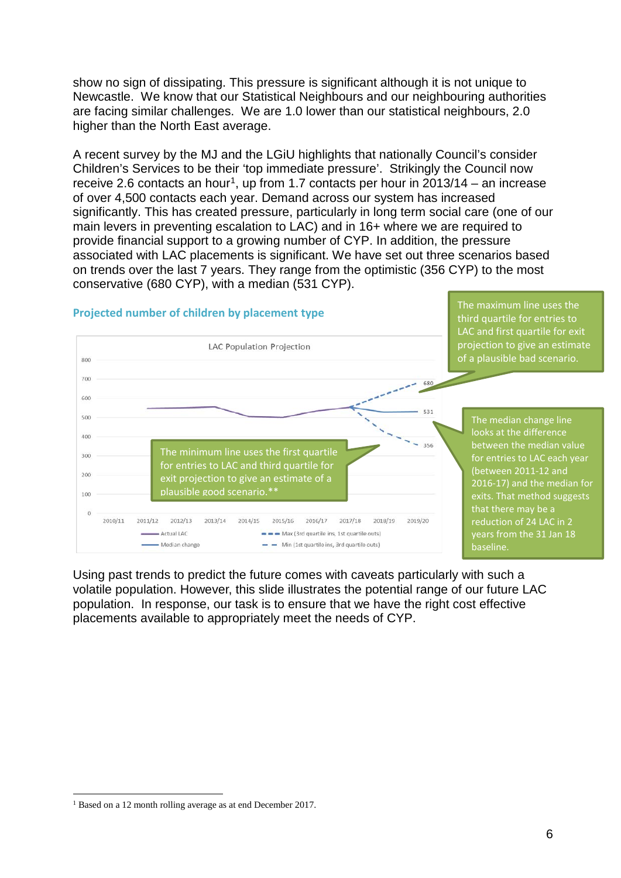show no sign of dissipating. This pressure is significant although it is not unique to Newcastle. We know that our Statistical Neighbours and our neighbouring authorities are facing similar challenges. We are 1.0 lower than our statistical neighbours, 2.0 higher than the North East average.

A recent survey by the MJ and the LGiU highlights that nationally Council's consider Children's Services to be their 'top immediate pressure'. Strikingly the Council now receive 2.6 contacts an hour[1], up from 1.7 contacts per hour in 2013/14 – an increase of over 4,500 contacts each year. Demand across our system has increased significantly. This has created pressure, particularly in long term social care (one of our main levers in preventing escalation to LAC) and in 16+ where we are required to provide financial support to a growing number of CYP. In addition, the pressure associated with LAC placements is significant. We have set out three scenarios based on trends over the last 7 years. They range from the optimistic (356 CYP) to the most conservative (680 CYP), with a median (531 CYP).

### Projected number of children by placement type

LAC Population Projection

The maximum line uses the third quartile for entries to LAC and first quartile for exit projection to give an estimate of a plausible bad scenario.

The minimum line uses the first quartile for entries to LAC and third quartile for exit projection to give an estimate of a plausible good scenario.**

The median change line looks at the difference between the median value for entries to LAC each year (between 2011-12 and 2016-17) and the median for exits. That method suggests that there may be a reduction of 24 LAC in 2 years from the 31 Jan 18 baseline.

Using past trends to predict the future comes with caveats particularly with such a volatile population. However, this slide illustrates the potential range of our future LAC population. In response, our task is to ensure that we have the right cost effective placements available to appropriately meet the needs of CYP.

[1] Based on a 12 month rolling average as at end December 2017.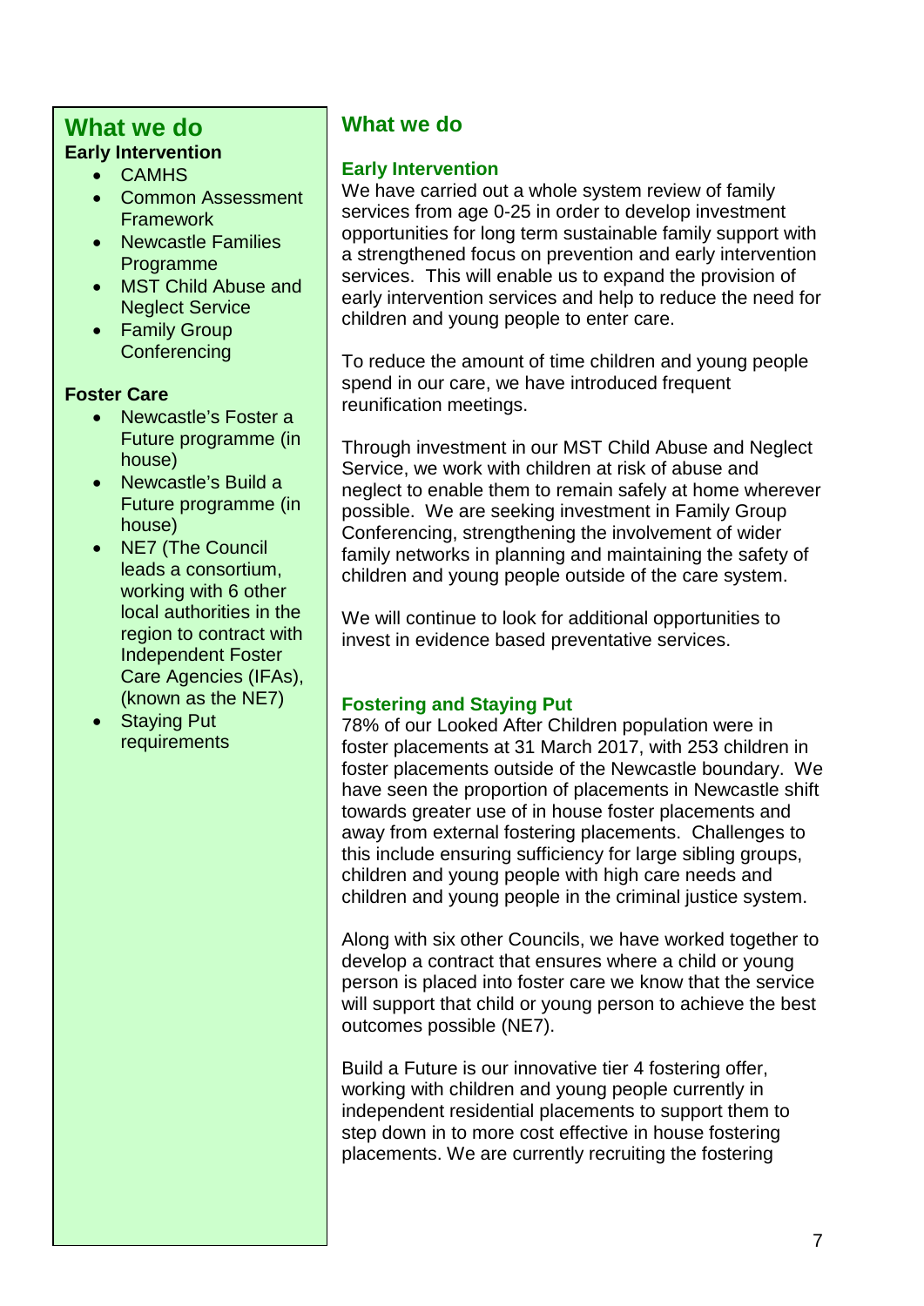## What we do

**Early Intervention**

- CAMHS
- Common Assessment Framework
- Newcastle Families Programme
- MST Child Abuse and Neglect Service
- Family Group Conferencing

**Foster Care**

- Newcastle's Foster a Future programme (in house)
- Newcastle's Build a Future programme (in house)
- NE7 (The Council leads a consortium, working with 6 other local authorities in the region to contract with Independent Foster Care Agencies (IFAs), (known as the NE7)
- Staying Put requirements

## What we do

### Early Intervention

We have carried out a whole system review of family services from age 0-25 in order to develop investment opportunities for long term sustainable family support with a strengthened focus on prevention and early intervention services. This will enable us to expand the provision of early intervention services and help to reduce the need for children and young people to enter care.

To reduce the amount of time children and young people spend in our care, we have introduced frequent reunification meetings.

Through investment in our MST Child Abuse and Neglect Service, we work with children at risk of abuse and neglect to enable them to remain safely at home wherever possible. We are seeking investment in Family Group Conferencing, strengthening the involvement of wider family networks in planning and maintaining the safety of children and young people outside of the care system.

We will continue to look for additional opportunities to invest in evidence based preventative services.

### Fostering and Staying Put

78% of our Looked After Children population were in foster placements at 31 March 2017, with 253 children in foster placements outside of the Newcastle boundary. We have seen the proportion of placements in Newcastle shift towards greater use of in house foster placements and away from external fostering placements. Challenges to this include ensuring sufficiency for large sibling groups, children and young people with high care needs and children and young people in the criminal justice system.

Along with six other Councils, we have worked together to develop a contract that ensures where a child or young person is placed into foster care we know that the service will support that child or young person to achieve the best outcomes possible (NE7).

Build a Future is our innovative tier 4 fostering offer, working with children and young people currently in independent residential placements to support them to step down in to more cost effective in house fostering placements. We are currently recruiting the fostering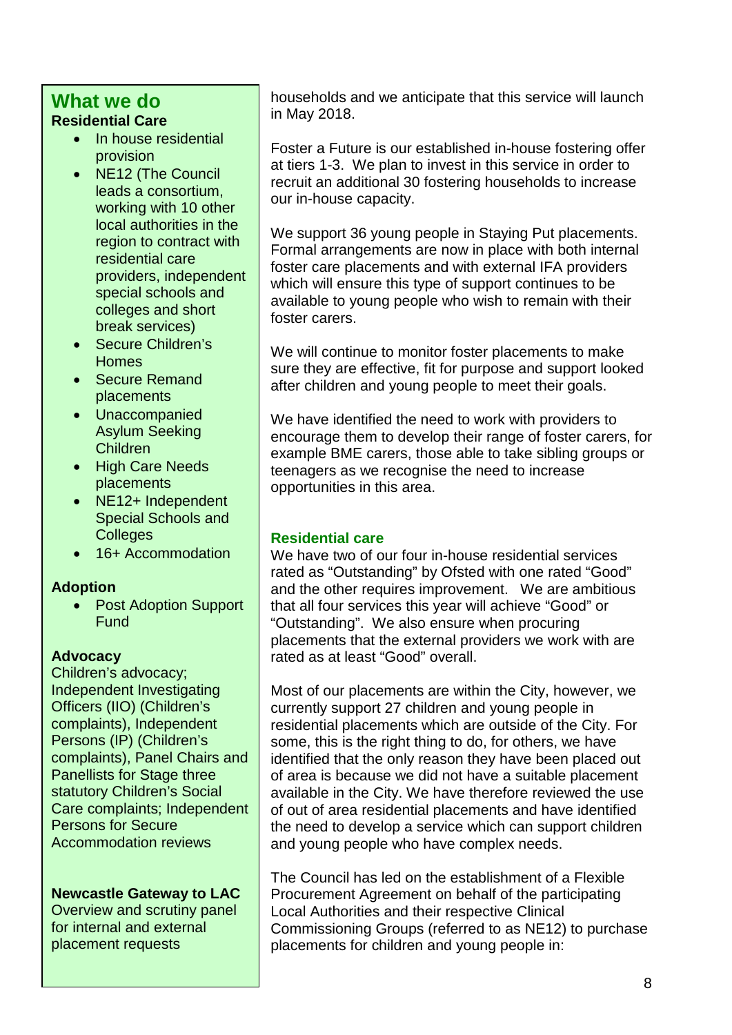## What we do

**Residential Care**

- In house residential provision
- NE12 (The Council leads a consortium, working with 10 other local authorities in the region to contract with residential care providers, independent special schools and colleges and short break services)
- Secure Children's Homes
- Secure Remand placements
- Unaccompanied Asylum Seeking Children
- High Care Needs placements
- NE12+ Independent Special Schools and Colleges
- 16+ Accommodation

**Adoption**

- Post Adoption Support Fund

**Advocacy**

Children's advocacy; Independent Investigating Officers (IIO) (Children's complaints), Independent Persons (IP) (Children's complaints), Panel Chairs and Panellists for Stage three statutory Children's Social Care complaints; Independent Persons for Secure Accommodation reviews

**Newcastle Gateway to LAC**

Overview and scrutiny panel for internal and external placement requests

households and we anticipate that this service will launch in May 2018.

Foster a Future is our established in-house fostering offer at tiers 1-3. We plan to invest in this service in order to recruit an additional 30 fostering households to increase our in-house capacity.

We support 36 young people in Staying Put placements. Formal arrangements are now in place with both internal foster care placements and with external IFA providers which will ensure this type of support continues to be available to young people who wish to remain with their foster carers.

We will continue to monitor foster placements to make sure they are effective, fit for purpose and support looked after children and young people to meet their goals.

We have identified the need to work with providers to encourage them to develop their range of foster carers, for example BME carers, those able to take sibling groups or teenagers as we recognise the need to increase opportunities in this area.

### Residential care

We have two of our four in-house residential services rated as "Outstanding" by Ofsted with one rated "Good" and the other requires improvement. We are ambitious that all four services this year will achieve "Good" or "Outstanding". We also ensure when procuring placements that the external providers we work with are rated as at least "Good" overall.

Most of our placements are within the City, however, we currently support 27 children and young people in residential placements which are outside of the City. For some, this is the right thing to do, for others, we have identified that the only reason they have been placed out of area is because we did not have a suitable placement available in the City. We have therefore reviewed the use of out of area residential placements and have identified the need to develop a service which can support children and young people who have complex needs.

The Council has led on the establishment of a Flexible Procurement Agreement on behalf of the participating Local Authorities and their respective Clinical Commissioning Groups (referred to as NE12) to purchase placements for children and young people in: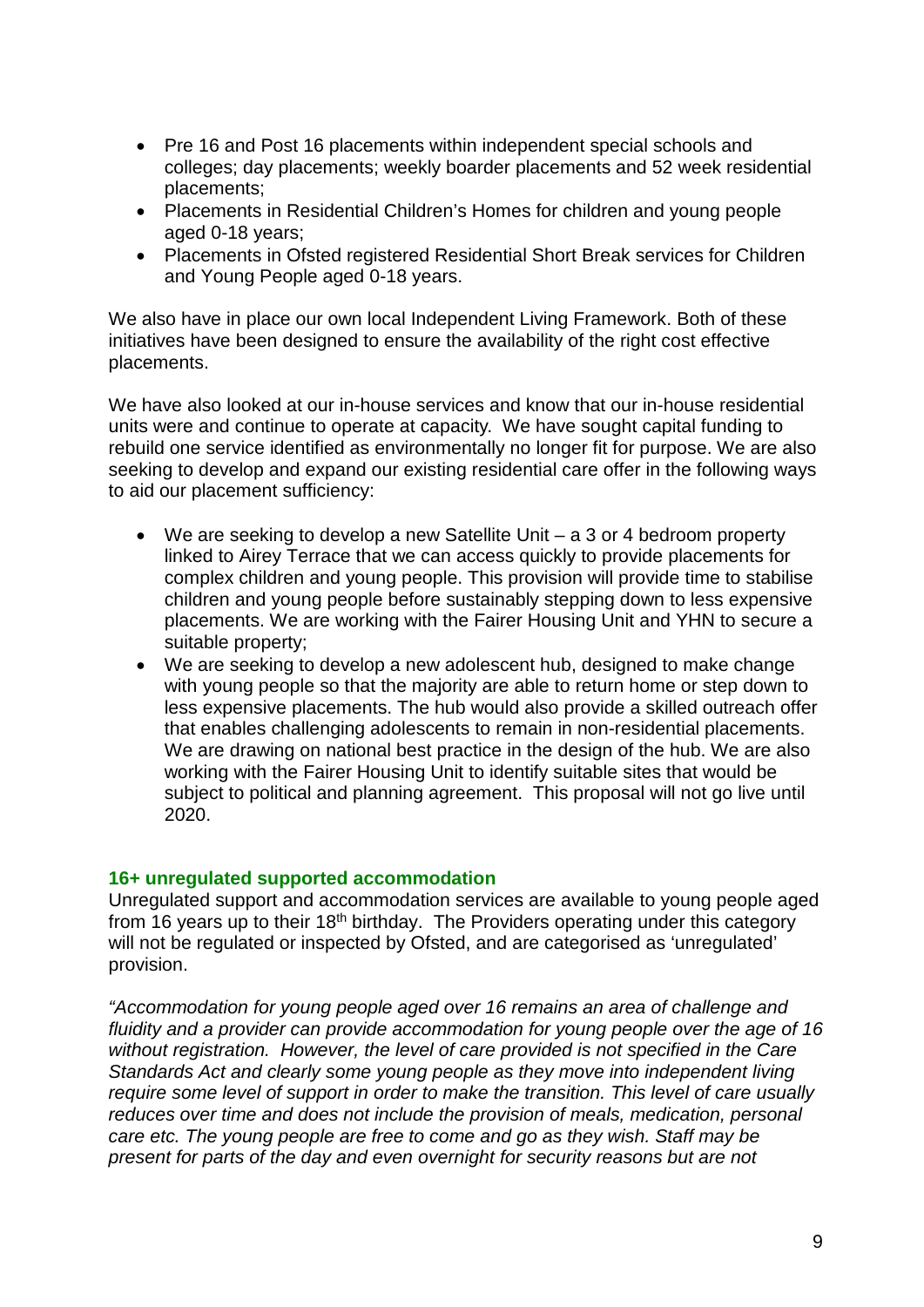- Pre 16 and Post 16 placements within independent special schools and colleges; day placements; weekly boarder placements and 52 week residential placements;
- Placements in Residential Children's Homes for children and young people aged 0-18 years;
- Placements in Ofsted registered Residential Short Break services for Children and Young People aged 0-18 years.

We also have in place our own local Independent Living Framework. Both of these initiatives have been designed to ensure the availability of the right cost effective placements.

We have also looked at our in-house services and know that our in-house residential units were and continue to operate at capacity. We have sought capital funding to rebuild one service identified as environmentally no longer fit for purpose. We are also seeking to develop and expand our existing residential care offer in the following ways to aid our placement sufficiency:

- We are seeking to develop a new Satellite Unit – a 3 or 4 bedroom property linked to Airey Terrace that we can access quickly to provide placements for complex children and young people. This provision will provide time to stabilise children and young people before sustainably stepping down to less expensive placements. We are working with the Fairer Housing Unit and YHN to secure a suitable property;
- We are seeking to develop a new adolescent hub, designed to make change with young people so that the majority are able to return home or step down to less expensive placements. The hub would also provide a skilled outreach offer that enables challenging adolescents to remain in non-residential placements. We are drawing on national best practice in the design of the hub. We are also working with the Fairer Housing Unit to identify suitable sites that would be subject to political and planning agreement. This proposal will not go live until 2020.

### 16+ unregulated supported accommodation

Unregulated support and accommodation services are available to young people aged from 16 years up to their 18th birthday. The Providers operating under this category will not be regulated or inspected by Ofsted, and are categorised as 'unregulated' provision.

*"Accommodation for young people aged over 16 remains an area of challenge and fluidity and a provider can provide accommodation for young people over the age of 16 without registration. However, the level of care provided is not specified in the Care Standards Act and clearly some young people as they move into independent living require some level of support in order to make the transition. This level of care usually reduces over time and does not include the provision of meals, medication, personal care etc. The young people are free to come and go as they wish. Staff may be present for parts of the day and even overnight for security reasons but are not*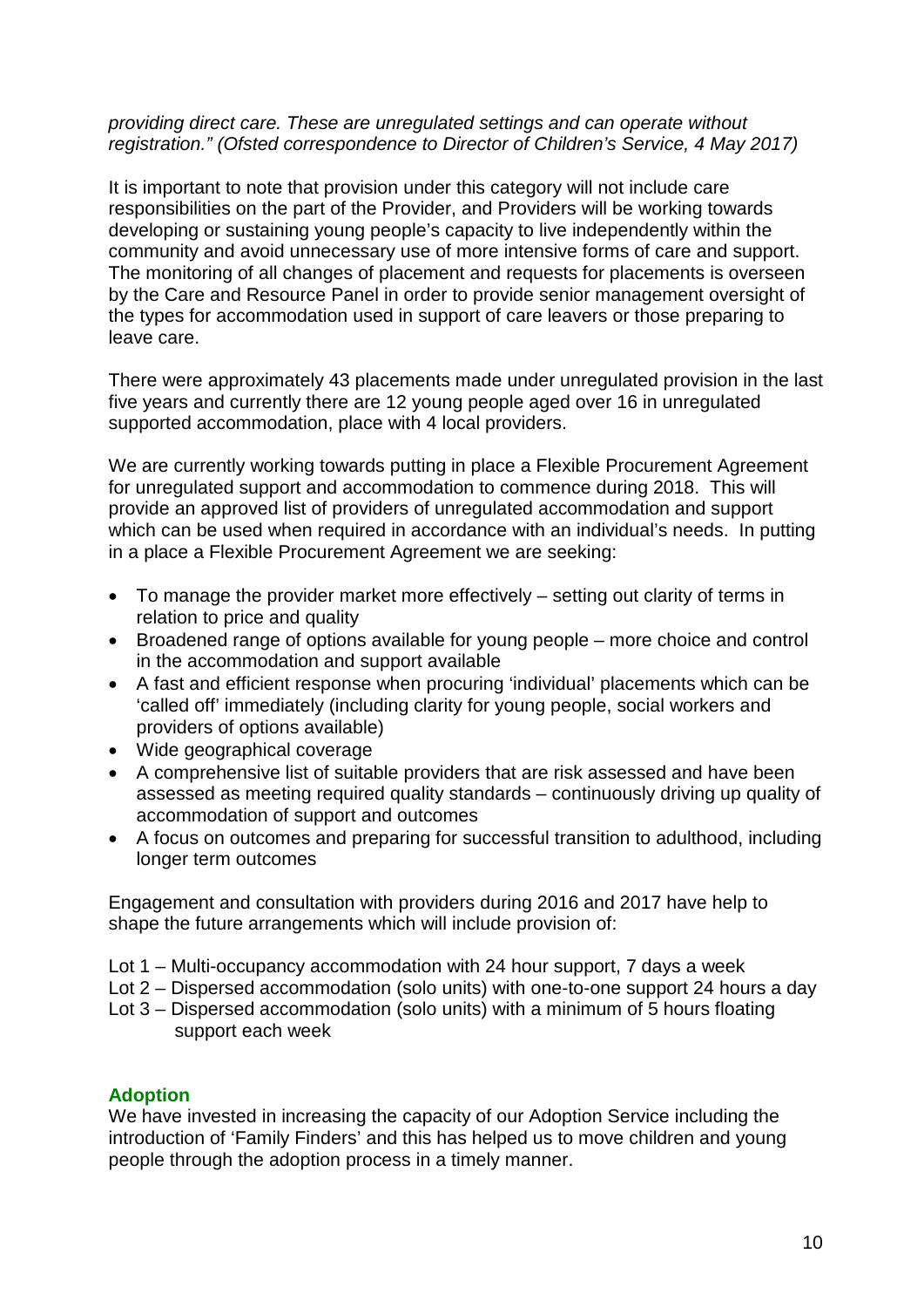*providing direct care. These are unregulated settings and can operate without registration." (Ofsted correspondence to Director of Children's Service, 4 May 2017)*

It is important to note that provision under this category will not include care responsibilities on the part of the Provider, and Providers will be working towards developing or sustaining young people's capacity to live independently within the community and avoid unnecessary use of more intensive forms of care and support. The monitoring of all changes of placement and requests for placements is overseen by the Care and Resource Panel in order to provide senior management oversight of the types for accommodation used in support of care leavers or those preparing to leave care.

There were approximately 43 placements made under unregulated provision in the last five years and currently there are 12 young people aged over 16 in unregulated supported accommodation, place with 4 local providers.

We are currently working towards putting in place a Flexible Procurement Agreement for unregulated support and accommodation to commence during 2018. This will provide an approved list of providers of unregulated accommodation and support which can be used when required in accordance with an individual's needs. In putting in a place a Flexible Procurement Agreement we are seeking:

- To manage the provider market more effectively – setting out clarity of terms in relation to price and quality
- Broadened range of options available for young people – more choice and control in the accommodation and support available
- A fast and efficient response when procuring 'individual' placements which can be 'called off' immediately (including clarity for young people, social workers and providers of options available)
- Wide geographical coverage
- A comprehensive list of suitable providers that are risk assessed and have been assessed as meeting required quality standards – continuously driving up quality of accommodation of support and outcomes
- A focus on outcomes and preparing for successful transition to adulthood, including longer term outcomes

Engagement and consultation with providers during 2016 and 2017 have help to shape the future arrangements which will include provision of:

Lot 1 – Multi-occupancy accommodation with 24 hour support, 7 days a week
Lot 2 – Dispersed accommodation (solo units) with one-to-one support 24 hours a day
Lot 3 – Dispersed accommodation (solo units) with a minimum of 5 hours floating support each week

## Adoption

We have invested in increasing the capacity of our Adoption Service including the introduction of 'Family Finders' and this has helped us to move children and young people through the adoption process in a timely manner.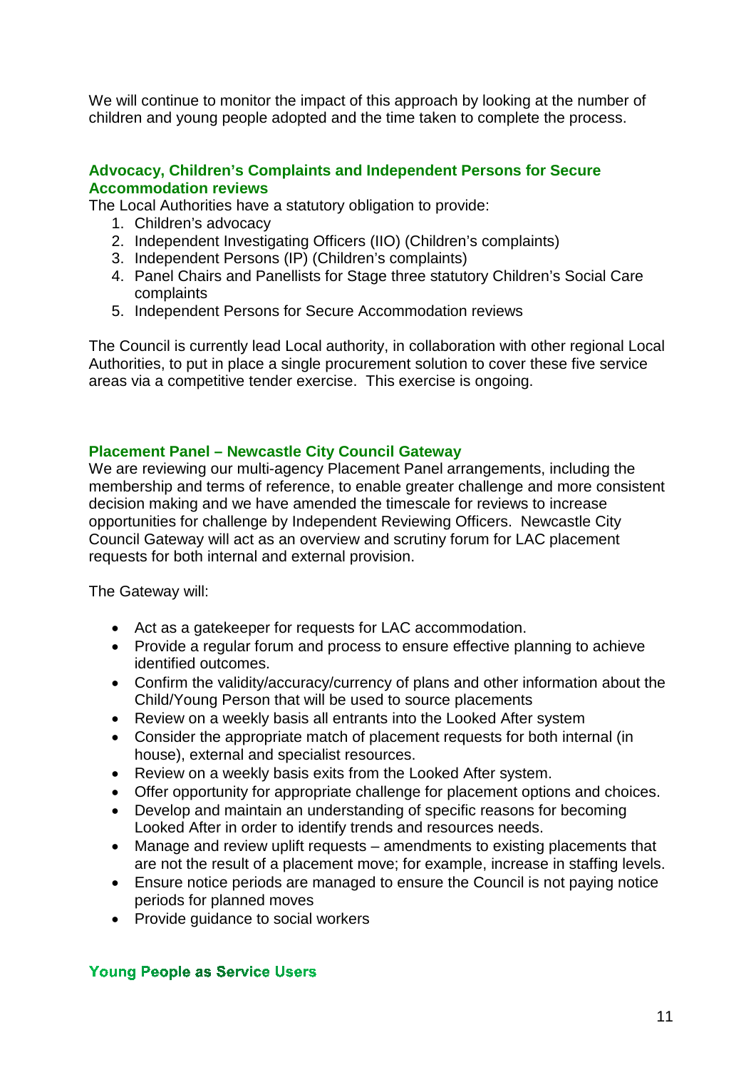We will continue to monitor the impact of this approach by looking at the number of children and young people adopted and the time taken to complete the process.

### Advocacy, Children's Complaints and Independent Persons for Secure Accommodation reviews

The Local Authorities have a statutory obligation to provide:

1. Children's advocacy
2. Independent Investigating Officers (IIO) (Children's complaints)
3. Independent Persons (IP) (Children's complaints)
4. Panel Chairs and Panellists for Stage three statutory Children's Social Care complaints
5. Independent Persons for Secure Accommodation reviews

The Council is currently lead Local authority, in collaboration with other regional Local Authorities, to put in place a single procurement solution to cover these five service areas via a competitive tender exercise. This exercise is ongoing.

### Placement Panel – Newcastle City Council Gateway

We are reviewing our multi-agency Placement Panel arrangements, including the membership and terms of reference, to enable greater challenge and more consistent decision making and we have amended the timescale for reviews to increase opportunities for challenge by Independent Reviewing Officers. Newcastle City Council Gateway will act as an overview and scrutiny forum for LAC placement requests for both internal and external provision.

The Gateway will:

- Act as a gatekeeper for requests for LAC accommodation.
- Provide a regular forum and process to ensure effective planning to achieve identified outcomes.
- Confirm the validity/accuracy/currency of plans and other information about the Child/Young Person that will be used to source placements
- Review on a weekly basis all entrants into the Looked After system
- Consider the appropriate match of placement requests for both internal (in house), external and specialist resources.
- Review on a weekly basis exits from the Looked After system.
- Offer opportunity for appropriate challenge for placement options and choices.
- Develop and maintain an understanding of specific reasons for becoming Looked After in order to identify trends and resources needs.
- Manage and review uplift requests – amendments to existing placements that are not the result of a placement move; for example, increase in staffing levels.
- Ensure notice periods are managed to ensure the Council is not paying notice periods for planned moves
- Provide guidance to social workers

### Young People as Service Users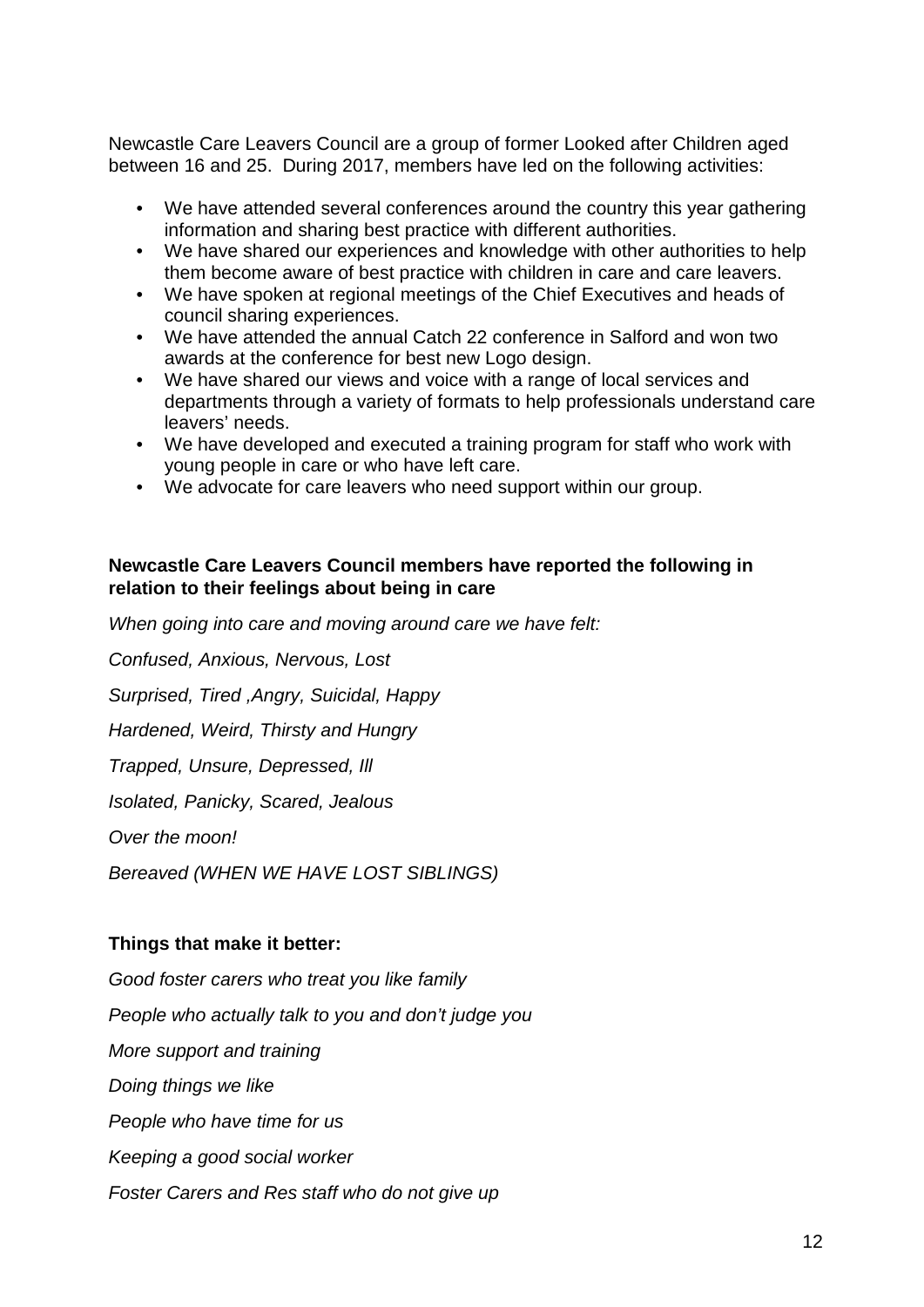Newcastle Care Leavers Council are a group of former Looked after Children aged between 16 and 25. During 2017, members have led on the following activities:

- We have attended several conferences around the country this year gathering information and sharing best practice with different authorities.
- We have shared our experiences and knowledge with other authorities to help them become aware of best practice with children in care and care leavers.
- We have spoken at regional meetings of the Chief Executives and heads of council sharing experiences.
- We have attended the annual Catch 22 conference in Salford and won two awards at the conference for best new Logo design.
- We have shared our views and voice with a range of local services and departments through a variety of formats to help professionals understand care leavers' needs.
- We have developed and executed a training program for staff who work with young people in care or who have left care.
- We advocate for care leavers who need support within our group.

**Newcastle Care Leavers Council members have reported the following in relation to their feelings about being in care**

*When going into care and moving around care we have felt:*

*Confused, Anxious, Nervous, Lost*

*Surprised, Tired ,Angry, Suicidal, Happy*

*Hardened, Weird, Thirsty and Hungry*

*Trapped, Unsure, Depressed, Ill*

*Isolated, Panicky, Scared, Jealous*

*Over the moon!*

*Bereaved (WHEN WE HAVE LOST SIBLINGS)*

**Things that make it better:**

*Good foster carers who treat you like family*

*People who actually talk to you and don't judge you*

*More support and training*

*Doing things we like*

*People who have time for us*

*Keeping a good social worker*

*Foster Carers and Res staff who do not give up*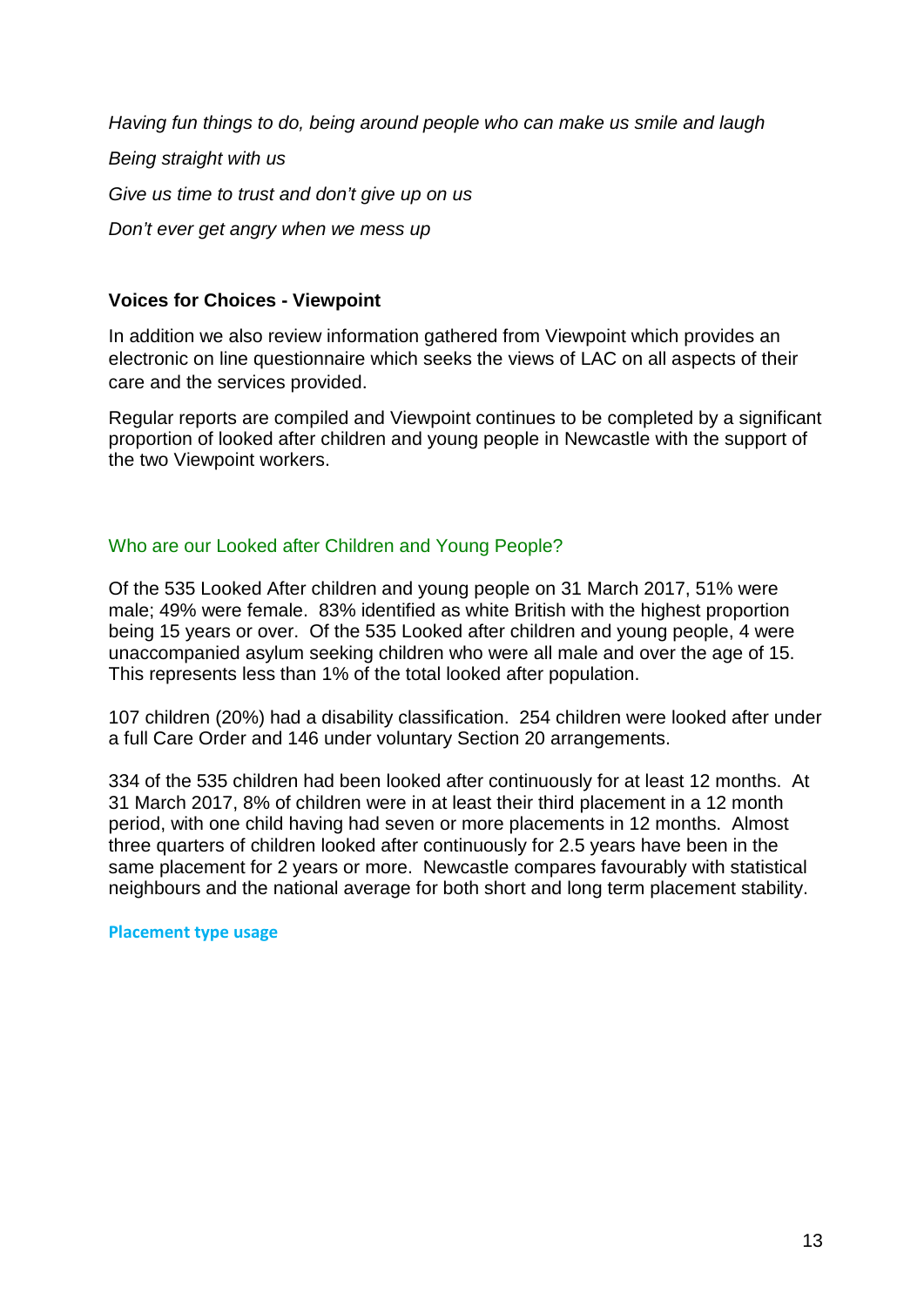*Having fun things to do, being around people who can make us smile and laugh*

*Being straight with us*

*Give us time to trust and don't give up on us*

*Don't ever get angry when we mess up*

**Voices for Choices - Viewpoint**

In addition we also review information gathered from Viewpoint which provides an electronic on line questionnaire which seeks the views of LAC on all aspects of their care and the services provided.

Regular reports are compiled and Viewpoint continues to be completed by a significant proportion of looked after children and young people in Newcastle with the support of the two Viewpoint workers.

## Who are our Looked after Children and Young People?

Of the 535 Looked After children and young people on 31 March 2017, 51% were male; 49% were female. 83% identified as white British with the highest proportion being 15 years or over. Of the 535 Looked after children and young people, 4 were unaccompanied asylum seeking children who were all male and over the age of 15. This represents less than 1% of the total looked after population.

107 children (20%) had a disability classification. 254 children were looked after under a full Care Order and 146 under voluntary Section 20 arrangements.

334 of the 535 children had been looked after continuously for at least 12 months. At 31 March 2017, 8% of children were in at least their third placement in a 12 month period, with one child having had seven or more placements in 12 months. Almost three quarters of children looked after continuously for 2.5 years have been in the same placement for 2 years or more. Newcastle compares favourably with statistical neighbours and the national average for both short and long term placement stability.

### Placement type usage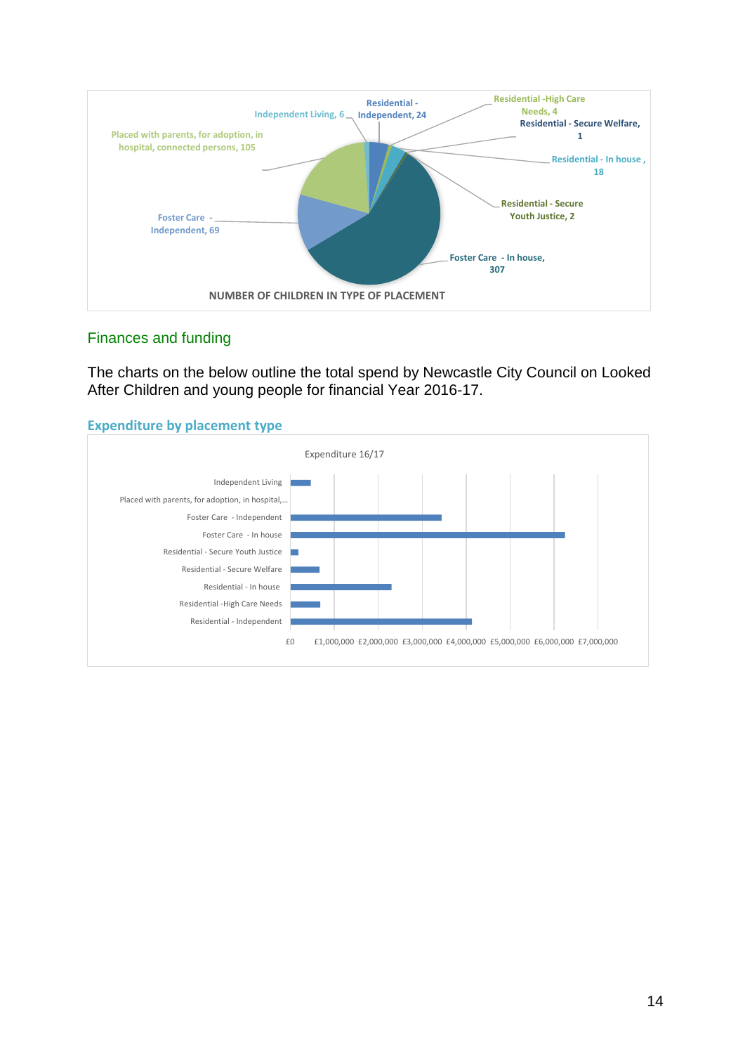**NUMBER OF CHILDREN IN TYPE OF PLACEMENT**

| Placement type | Number of children |
| --- | --- |
| Independent Living | 6 |
| Residential - Independent | 24 |
| Residential -High Care Needs | 4 |
| Residential - Secure Welfare | 1 |
| Residential - In house | 18 |
| Residential - Secure Youth Justice | 2 |
| Foster Care - In house | 307 |
| Foster Care - Independent | 69 |
| Placed with parents, for adoption, in hospital, connected persons | 105 |

## Finances and funding

The charts on the below outline the total spend by Newcastle City Council on Looked After Children and young people for financial Year 2016-17.

### Expenditure by placement type

Expenditure 16/17

Bar chart categories: Independent Living; Placed with parents, for adoption, in hospital,…; Foster Care - Independent; Foster Care - In house; Residential - Secure Youth Justice; Residential - Secure Welfare; Residential - In house; Residential -High Care Needs; Residential - Independent

Axis: £0, £1,000,000, £2,000,000, £3,000,000, £4,000,000, £5,000,000, £6,000,000, £7,000,000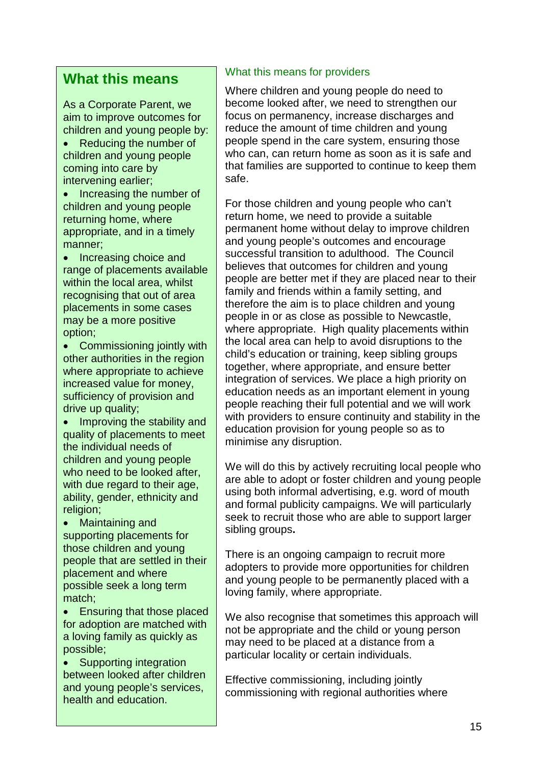## What this means

As a Corporate Parent, we aim to improve outcomes for children and young people by:

- Reducing the number of children and young people coming into care by intervening earlier;
- Increasing the number of children and young people returning home, where appropriate, and in a timely manner;
- Increasing choice and range of placements available within the local area, whilst recognising that out of area placements in some cases may be a more positive option;
- Commissioning jointly with other authorities in the region where appropriate to achieve increased value for money, sufficiency of provision and drive up quality;
- Improving the stability and quality of placements to meet the individual needs of children and young people who need to be looked after, with due regard to their age, ability, gender, ethnicity and religion;
- Maintaining and supporting placements for those children and young people that are settled in their placement and where possible seek a long term match;
- Ensuring that those placed for adoption are matched with a loving family as quickly as possible;
- Supporting integration between looked after children and young people's services, health and education.

### What this means for providers

Where children and young people do need to become looked after, we need to strengthen our focus on permanency, increase discharges and reduce the amount of time children and young people spend in the care system, ensuring those who can, can return home as soon as it is safe and that families are supported to continue to keep them safe.

For those children and young people who can't return home, we need to provide a suitable permanent home without delay to improve children and young people's outcomes and encourage successful transition to adulthood. The Council believes that outcomes for children and young people are better met if they are placed near to their family and friends within a family setting, and therefore the aim is to place children and young people in or as close as possible to Newcastle, where appropriate. High quality placements within the local area can help to avoid disruptions to the child's education or training, keep sibling groups together, where appropriate, and ensure better integration of services. We place a high priority on education needs as an important element in young people reaching their full potential and we will work with providers to ensure continuity and stability in the education provision for young people so as to minimise any disruption.

We will do this by actively recruiting local people who are able to adopt or foster children and young people using both informal advertising, e.g. word of mouth and formal publicity campaigns. We will particularly seek to recruit those who are able to support larger sibling groups**.**

There is an ongoing campaign to recruit more adopters to provide more opportunities for children and young people to be permanently placed with a loving family, where appropriate.

We also recognise that sometimes this approach will not be appropriate and the child or young person may need to be placed at a distance from a particular locality or certain individuals.

Effective commissioning, including jointly commissioning with regional authorities where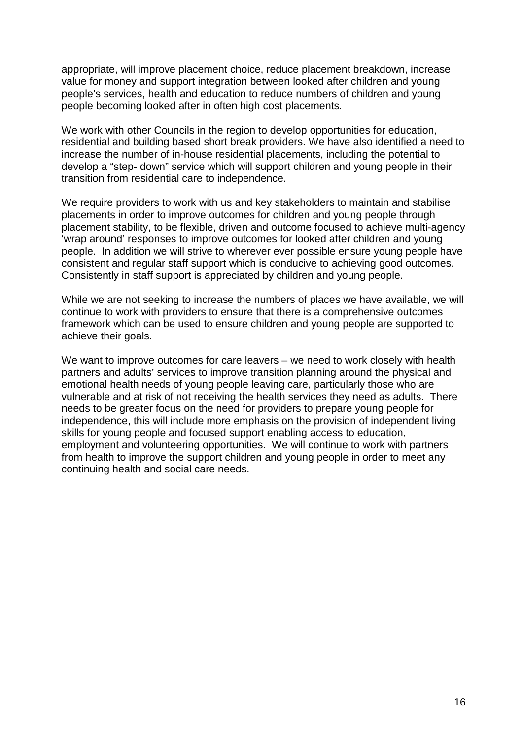appropriate, will improve placement choice, reduce placement breakdown, increase value for money and support integration between looked after children and young people's services, health and education to reduce numbers of children and young people becoming looked after in often high cost placements.

We work with other Councils in the region to develop opportunities for education, residential and building based short break providers. We have also identified a need to increase the number of in-house residential placements, including the potential to develop a "step- down" service which will support children and young people in their transition from residential care to independence.

We require providers to work with us and key stakeholders to maintain and stabilise placements in order to improve outcomes for children and young people through placement stability, to be flexible, driven and outcome focused to achieve multi-agency 'wrap around' responses to improve outcomes for looked after children and young people. In addition we will strive to wherever ever possible ensure young people have consistent and regular staff support which is conducive to achieving good outcomes. Consistently in staff support is appreciated by children and young people.

While we are not seeking to increase the numbers of places we have available, we will continue to work with providers to ensure that there is a comprehensive outcomes framework which can be used to ensure children and young people are supported to achieve their goals.

We want to improve outcomes for care leavers – we need to work closely with health partners and adults' services to improve transition planning around the physical and emotional health needs of young people leaving care, particularly those who are vulnerable and at risk of not receiving the health services they need as adults. There needs to be greater focus on the need for providers to prepare young people for independence, this will include more emphasis on the provision of independent living skills for young people and focused support enabling access to education, employment and volunteering opportunities. We will continue to work with partners from health to improve the support children and young people in order to meet any continuing health and social care needs.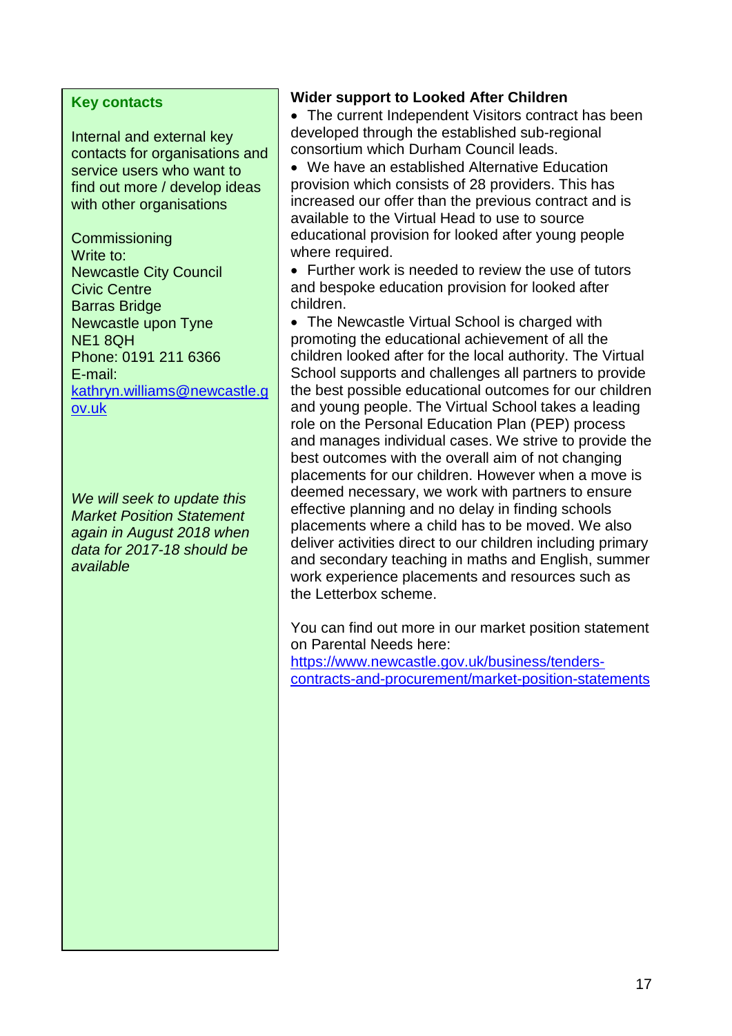### Key contacts

Internal and external key contacts for organisations and service users who want to find out more / develop ideas with other organisations

Commissioning
Write to:
Newcastle City Council
Civic Centre
Barras Bridge
Newcastle upon Tyne
NE1 8QH
Phone: 0191 211 6366
E-mail:
kathryn.williams@newcastle.gov.uk

*We will seek to update this Market Position Statement again in August 2018 when data for 2017-18 should be available*

### Wider support to Looked After Children

- The current Independent Visitors contract has been developed through the established sub-regional consortium which Durham Council leads.
- We have an established Alternative Education provision which consists of 28 providers. This has increased our offer than the previous contract and is available to the Virtual Head to use to source educational provision for looked after young people where required.
- Further work is needed to review the use of tutors and bespoke education provision for looked after children.
- The Newcastle Virtual School is charged with promoting the educational achievement of all the children looked after for the local authority. The Virtual School supports and challenges all partners to provide the best possible educational outcomes for our children and young people. The Virtual School takes a leading role on the Personal Education Plan (PEP) process and manages individual cases. We strive to provide the best outcomes with the overall aim of not changing placements for our children. However when a move is deemed necessary, we work with partners to ensure effective planning and no delay in finding schools placements where a child has to be moved. We also deliver activities direct to our children including primary and secondary teaching in maths and English, summer work experience placements and resources such as the Letterbox scheme.

You can find out more in our market position statement on Parental Needs here:
https://www.newcastle.gov.uk/business/tenders-contracts-and-procurement/market-position-statements